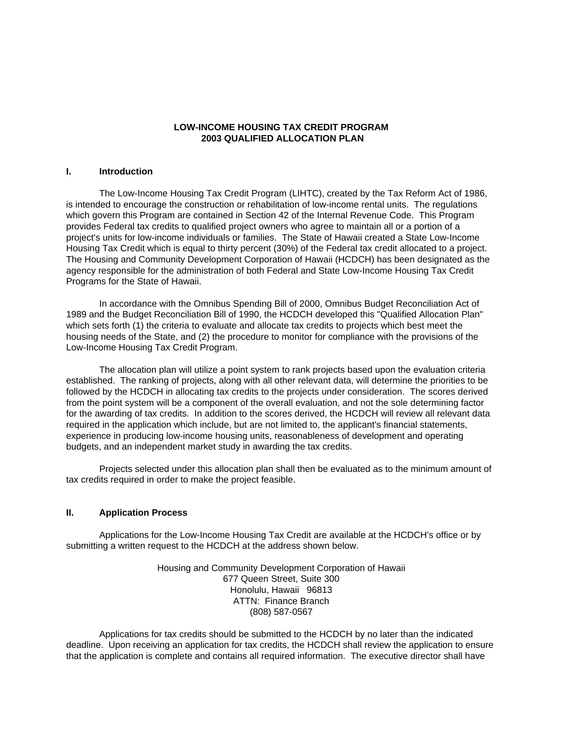# LOW-INCOME HOUSING TAX CREDIT PROGRAM
# 2003 QUALIFIED ALLOCATION PLAN

## I. Introduction

The Low-Income Housing Tax Credit Program (LIHTC), created by the Tax Reform Act of 1986, is intended to encourage the construction or rehabilitation of low-income rental units. The regulations which govern this Program are contained in Section 42 of the Internal Revenue Code. This Program provides Federal tax credits to qualified project owners who agree to maintain all or a portion of a project's units for low-income individuals or families. The State of Hawaii created a State Low-Income Housing Tax Credit which is equal to thirty percent (30%) of the Federal tax credit allocated to a project. The Housing and Community Development Corporation of Hawaii (HCDCH) has been designated as the agency responsible for the administration of both Federal and State Low-Income Housing Tax Credit Programs for the State of Hawaii.

In accordance with the Omnibus Spending Bill of 2000, Omnibus Budget Reconciliation Act of 1989 and the Budget Reconciliation Bill of 1990, the HCDCH developed this "Qualified Allocation Plan" which sets forth (1) the criteria to evaluate and allocate tax credits to projects which best meet the housing needs of the State, and (2) the procedure to monitor for compliance with the provisions of the Low-Income Housing Tax Credit Program.

The allocation plan will utilize a point system to rank projects based upon the evaluation criteria established. The ranking of projects, along with all other relevant data, will determine the priorities to be followed by the HCDCH in allocating tax credits to the projects under consideration. The scores derived from the point system will be a component of the overall evaluation, and not the sole determining factor for the awarding of tax credits. In addition to the scores derived, the HCDCH will review all relevant data required in the application which include, but are not limited to, the applicant's financial statements, experience in producing low-income housing units, reasonableness of development and operating budgets, and an independent market study in awarding the tax credits.

Projects selected under this allocation plan shall then be evaluated as to the minimum amount of tax credits required in order to make the project feasible.

## II. Application Process

Applications for the Low-Income Housing Tax Credit are available at the HCDCH's office or by submitting a written request to the HCDCH at the address shown below.

Housing and Community Development Corporation of Hawaii
677 Queen Street, Suite 300
Honolulu, Hawaii 96813
ATTN: Finance Branch
(808) 587-0567

Applications for tax credits should be submitted to the HCDCH by no later than the indicated deadline. Upon receiving an application for tax credits, the HCDCH shall review the application to ensure that the application is complete and contains all required information. The executive director shall have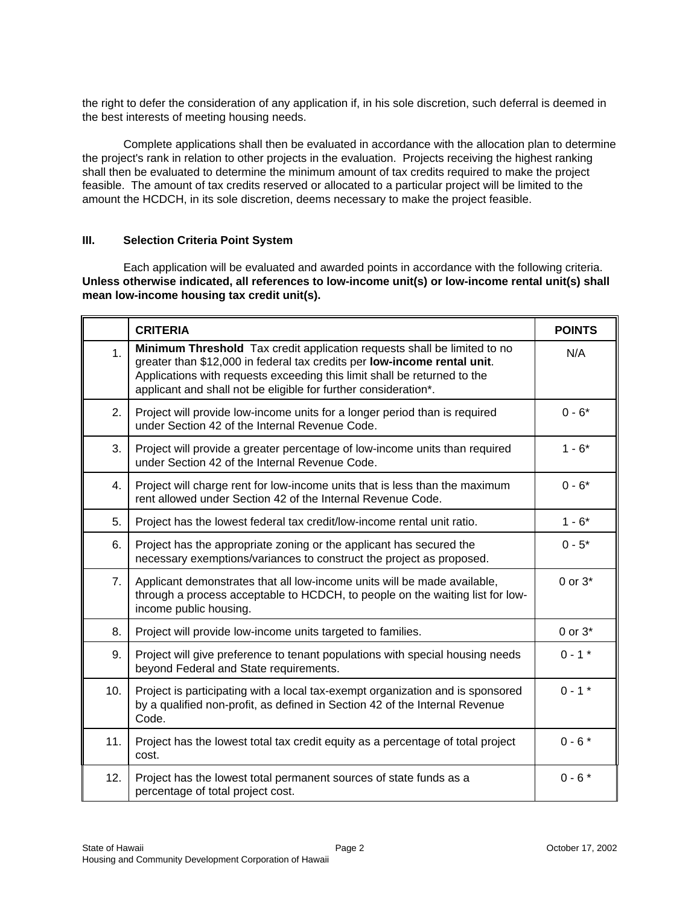the right to defer the consideration of any application if, in his sole discretion, such deferral is deemed in the best interests of meeting housing needs.

Complete applications shall then be evaluated in accordance with the allocation plan to determine the project's rank in relation to other projects in the evaluation. Projects receiving the highest ranking shall then be evaluated to determine the minimum amount of tax credits required to make the project feasible. The amount of tax credits reserved or allocated to a particular project will be limited to the amount the HCDCH, in its sole discretion, deems necessary to make the project feasible.

### III. Selection Criteria Point System

Each application will be evaluated and awarded points in accordance with the following criteria. **Unless otherwise indicated, all references to low-income unit(s) or low-income rental unit(s) shall mean low-income housing tax credit unit(s).**

| | CRITERIA | POINTS |
|---|---|---|
| 1. | **Minimum Threshold** Tax credit application requests shall be limited to no greater than $12,000 in federal tax credits per **low-income rental unit**. Applications with requests exceeding this limit shall be returned to the applicant and shall not be eligible for further consideration*. | N/A |
| 2. | Project will provide low-income units for a longer period than is required under Section 42 of the Internal Revenue Code. | 0 - 6* |
| 3. | Project will provide a greater percentage of low-income units than required under Section 42 of the Internal Revenue Code. | 1 - 6* |
| 4. | Project will charge rent for low-income units that is less than the maximum rent allowed under Section 42 of the Internal Revenue Code. | 0 - 6* |
| 5. | Project has the lowest federal tax credit/low-income rental unit ratio. | 1 - 6* |
| 6. | Project has the appropriate zoning or the applicant has secured the necessary exemptions/variances to construct the project as proposed. | 0 - 5* |
| 7. | Applicant demonstrates that all low-income units will be made available, through a process acceptable to HCDCH, to people on the waiting list for low-income public housing. | 0 or 3* |
| 8. | Project will provide low-income units targeted to families. | 0 or 3* |
| 9. | Project will give preference to tenant populations with special housing needs beyond Federal and State requirements. | 0 - 1 * |
| 10. | Project is participating with a local tax-exempt organization and is sponsored by a qualified non-profit, as defined in Section 42 of the Internal Revenue Code. | 0 - 1 * |
| 11. | Project has the lowest total tax credit equity as a percentage of total project cost. | 0 - 6 * |
| 12. | Project has the lowest total permanent sources of state funds as a percentage of total project cost. | 0 - 6 * |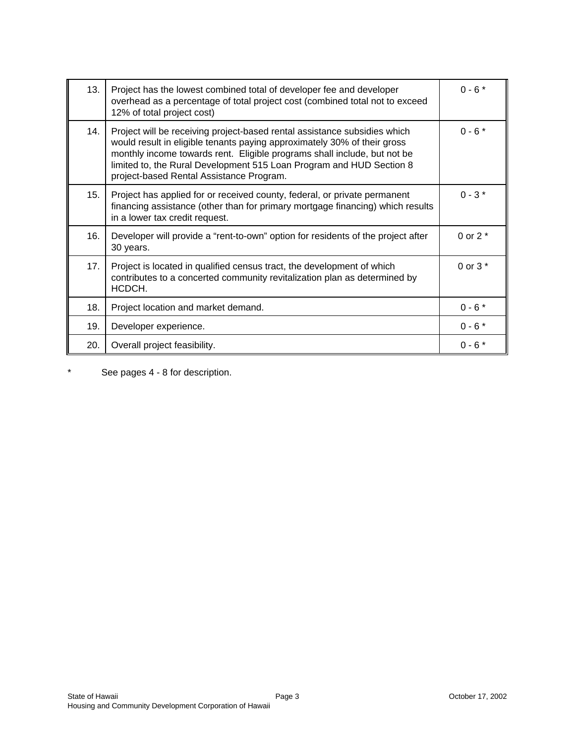| | | |
|---|---|---|
| 13. | Project has the lowest combined total of developer fee and developer overhead as a percentage of total project cost (combined total not to exceed 12% of total project cost) | 0 - 6 * |
| 14. | Project will be receiving project-based rental assistance subsidies which would result in eligible tenants paying approximately 30% of their gross monthly income towards rent. Eligible programs shall include, but not be limited to, the Rural Development 515 Loan Program and HUD Section 8 project-based Rental Assistance Program. | 0 - 6 * |
| 15. | Project has applied for or received county, federal, or private permanent financing assistance (other than for primary mortgage financing) which results in a lower tax credit request. | 0 - 3 * |
| 16. | Developer will provide a "rent-to-own" option for residents of the project after 30 years. | 0 or 2 * |
| 17. | Project is located in qualified census tract, the development of which contributes to a concerted community revitalization plan as determined by HCDCH. | 0 or 3 * |
| 18. | Project location and market demand. | 0 - 6 * |
| 19. | Developer experience. | 0 - 6 * |
| 20. | Overall project feasibility. | 0 - 6 * |

* See pages 4 - 8 for description.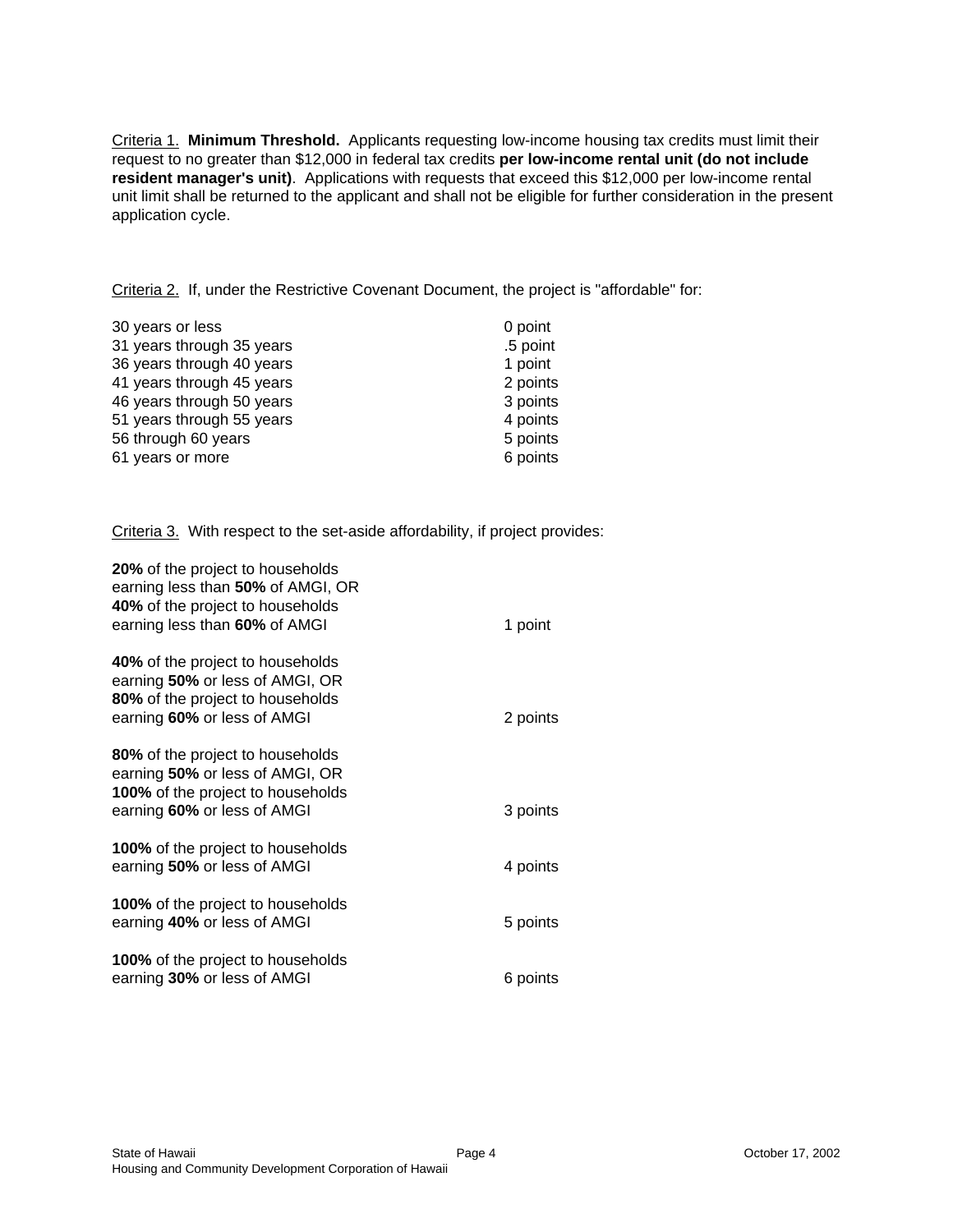Criteria 1. **Minimum Threshold.** Applicants requesting low-income housing tax credits must limit their request to no greater than $12,000 in federal tax credits **per low-income rental unit (do not include resident manager's unit)**. Applications with requests that exceed this $12,000 per low-income rental unit limit shall be returned to the applicant and shall not be eligible for further consideration in the present application cycle.

Criteria 2. If, under the Restrictive Covenant Document, the project is "affordable" for:

| | |
|---|---|
| 30 years or less | 0 point |
| 31 years through 35 years | .5 point |
| 36 years through 40 years | 1 point |
| 41 years through 45 years | 2 points |
| 46 years through 50 years | 3 points |
| 51 years through 55 years | 4 points |
| 56 through 60 years | 5 points |
| 61 years or more | 6 points |

Criteria 3. With respect to the set-aside affordability, if project provides:

| | |
|---|---|
| **20%** of the project to households earning less than **50%** of AMGI, OR **40%** of the project to households earning less than **60%** of AMGI | 1 point |
| **40%** of the project to households earning **50%** or less of AMGI, OR **80%** of the project to households earning **60%** or less of AMGI | 2 points |
| **80%** of the project to households earning **50%** or less of AMGI, OR **100%** of the project to households earning **60%** or less of AMGI | 3 points |
| **100%** of the project to households earning **50%** or less of AMGI | 4 points |
| **100%** of the project to households earning **40%** or less of AMGI | 5 points |
| **100%** of the project to households earning **30%** or less of AMGI | 6 points |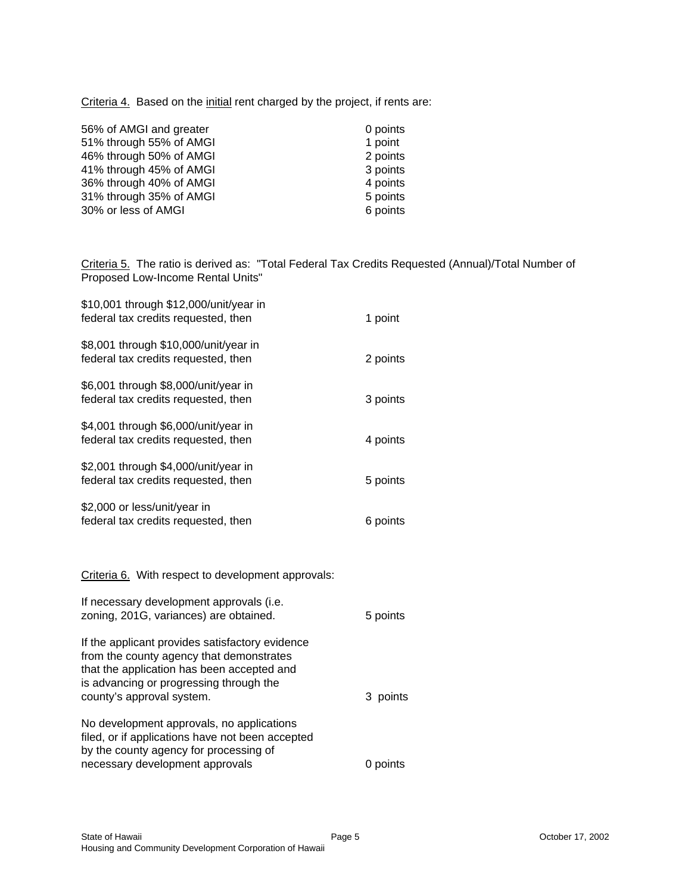<u>Criteria 4.</u> Based on the <u>initial</u> rent charged by the project, if rents are:

| | |
|---|---|
| 56% of AMGI and greater | 0 points |
| 51% through 55% of AMGI | 1 point |
| 46% through 50% of AMGI | 2 points |
| 41% through 45% of AMGI | 3 points |
| 36% through 40% of AMGI | 4 points |
| 31% through 35% of AMGI | 5 points |
| 30% or less of AMGI | 6 points |

<u>Criteria 5.</u> The ratio is derived as: "Total Federal Tax Credits Requested (Annual)/Total Number of Proposed Low-Income Rental Units"

| | |
|---|---|
| $10,001 through $12,000/unit/year in federal tax credits requested, then | 1 point |
| $8,001 through $10,000/unit/year in federal tax credits requested, then | 2 points |
| $6,001 through $8,000/unit/year in federal tax credits requested, then | 3 points |
| $4,001 through $6,000/unit/year in federal tax credits requested, then | 4 points |
| $2,001 through $4,000/unit/year in federal tax credits requested, then | 5 points |
| $2,000 or less/unit/year in federal tax credits requested, then | 6 points |

<u>Criteria 6.</u> With respect to development approvals:

| | |
|---|---|
| If necessary development approvals (i.e. zoning, 201G, variances) are obtained. | 5 points |
| If the applicant provides satisfactory evidence from the county agency that demonstrates that the application has been accepted and is advancing or progressing through the county's approval system. | 3 points |
| No development approvals, no applications filed, or if applications have not been accepted by the county agency for processing of necessary development approvals | 0 points |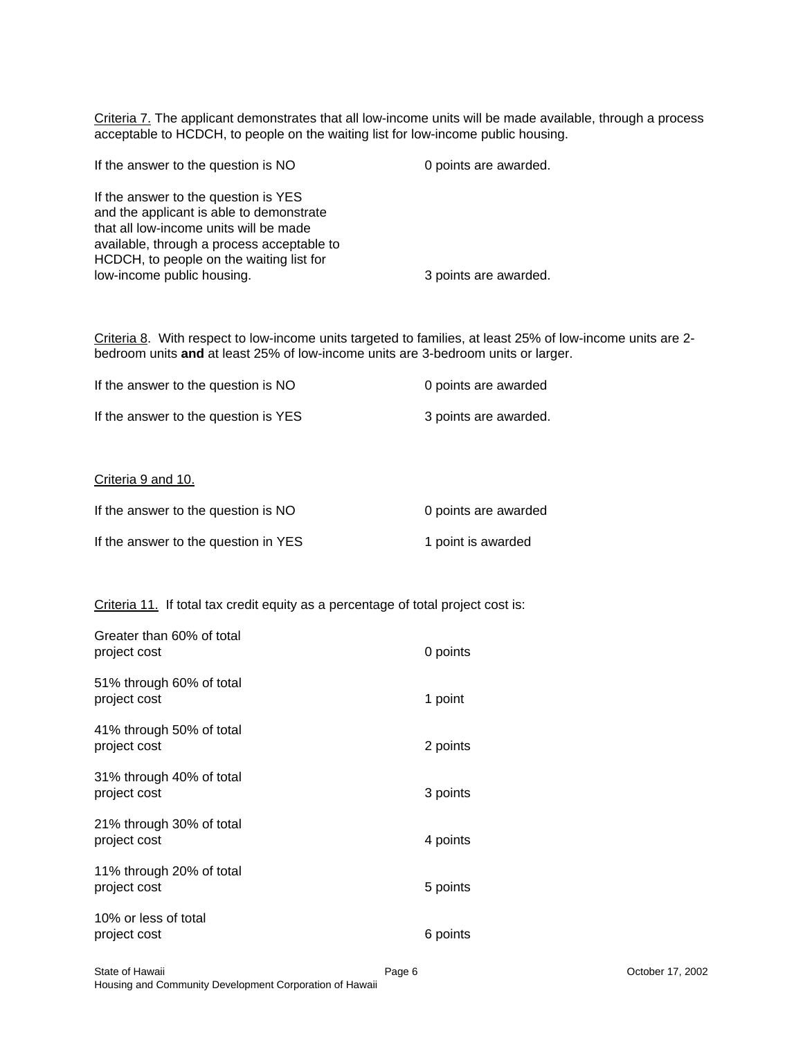Criteria 7. The applicant demonstrates that all low-income units will be made available, through a process acceptable to HCDCH, to people on the waiting list for low-income public housing.

| | |
|---|---|
| If the answer to the question is NO | 0 points are awarded. |
| If the answer to the question is YES and the applicant is able to demonstrate that all low-income units will be made available, through a process acceptable to HCDCH, to people on the waiting list for low-income public housing. | 3 points are awarded. |

Criteria 8. With respect to low-income units targeted to families, at least 25% of low-income units are 2-bedroom units **and** at least 25% of low-income units are 3-bedroom units or larger.

| | |
|---|---|
| If the answer to the question is NO | 0 points are awarded |
| If the answer to the question is YES | 3 points are awarded. |

Criteria 9 and 10.

| | |
|---|---|
| If the answer to the question is NO | 0 points are awarded |
| If the answer to the question in YES | 1 point is awarded |

Criteria 11. If total tax credit equity as a percentage of total project cost is:

| | |
|---|---|
| Greater than 60% of total project cost | 0 points |
| 51% through 60% of total project cost | 1 point |
| 41% through 50% of total project cost | 2 points |
| 31% through 40% of total project cost | 3 points |
| 21% through 30% of total project cost | 4 points |
| 11% through 20% of total project cost | 5 points |
| 10% or less of total project cost | 6 points |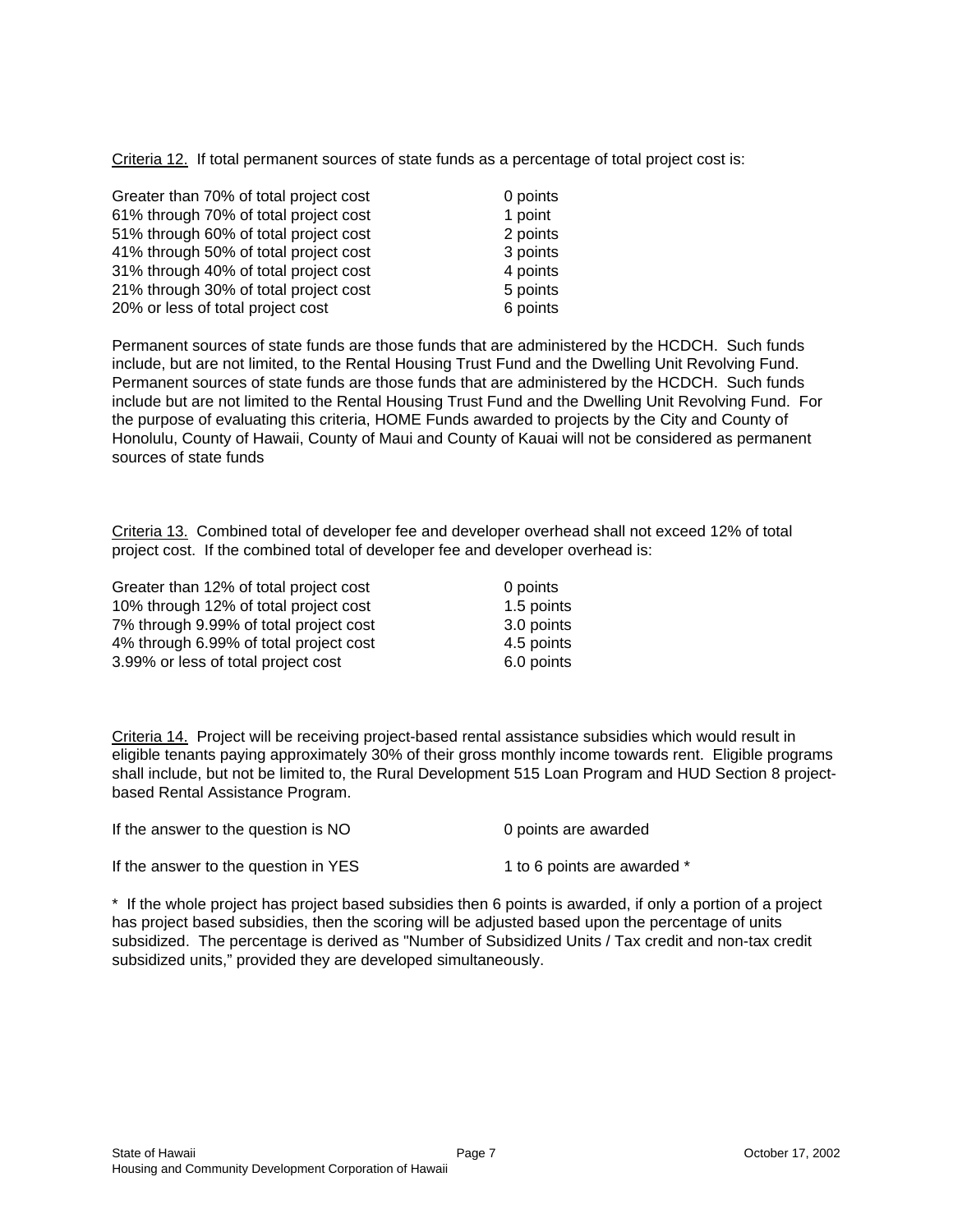<u>Criteria 12.</u> If total permanent sources of state funds as a percentage of total project cost is:

| | |
|---|---|
| Greater than 70% of total project cost | 0 points |
| 61% through 70% of total project cost | 1 point |
| 51% through 60% of total project cost | 2 points |
| 41% through 50% of total project cost | 3 points |
| 31% through 40% of total project cost | 4 points |
| 21% through 30% of total project cost | 5 points |
| 20% or less of total project cost | 6 points |

Permanent sources of state funds are those funds that are administered by the HCDCH. Such funds include, but are not limited, to the Rental Housing Trust Fund and the Dwelling Unit Revolving Fund. Permanent sources of state funds are those funds that are administered by the HCDCH. Such funds include but are not limited to the Rental Housing Trust Fund and the Dwelling Unit Revolving Fund. For the purpose of evaluating this criteria, HOME Funds awarded to projects by the City and County of Honolulu, County of Hawaii, County of Maui and County of Kauai will not be considered as permanent sources of state funds

<u>Criteria 13.</u> Combined total of developer fee and developer overhead shall not exceed 12% of total project cost. If the combined total of developer fee and developer overhead is:

| | |
|---|---|
| Greater than 12% of total project cost | 0 points |
| 10% through 12% of total project cost | 1.5 points |
| 7% through 9.99% of total project cost | 3.0 points |
| 4% through 6.99% of total project cost | 4.5 points |
| 3.99% or less of total project cost | 6.0 points |

<u>Criteria 14.</u> Project will be receiving project-based rental assistance subsidies which would result in eligible tenants paying approximately 30% of their gross monthly income towards rent. Eligible programs shall include, but not be limited to, the Rural Development 515 Loan Program and HUD Section 8 project-based Rental Assistance Program.

| | |
|---|---|
| If the answer to the question is NO | 0 points are awarded |
| If the answer to the question in YES | 1 to 6 points are awarded * |

* If the whole project has project based subsidies then 6 points is awarded, if only a portion of a project has project based subsidies, then the scoring will be adjusted based upon the percentage of units subsidized. The percentage is derived as "Number of Subsidized Units / Tax credit and non-tax credit subsidized units," provided they are developed simultaneously.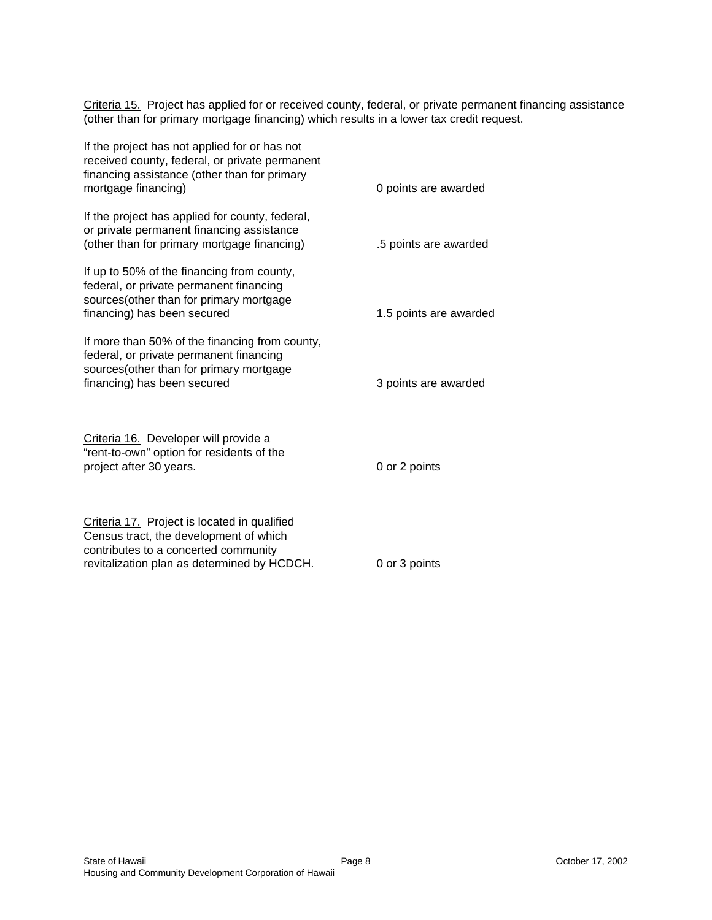<u>Criteria 15.</u> Project has applied for or received county, federal, or private permanent financing assistance (other than for primary mortgage financing) which results in a lower tax credit request.

| | |
|---|---|
| If the project has not applied for or has not received county, federal, or private permanent financing assistance (other than for primary mortgage financing) | 0 points are awarded |
| If the project has applied for county, federal, or private permanent financing assistance (other than for primary mortgage financing) | .5 points are awarded |
| If up to 50% of the financing from county, federal, or private permanent financing sources(other than for primary mortgage financing) has been secured | 1.5 points are awarded |
| If more than 50% of the financing from county, federal, or private permanent financing sources(other than for primary mortgage financing) has been secured | 3 points are awarded |

| | |
|---|---|
| <u>Criteria 16.</u> Developer will provide a "rent-to-own" option for residents of the project after 30 years. | 0 or 2 points |
| <u>Criteria 17.</u> Project is located in qualified Census tract, the development of which contributes to a concerted community revitalization plan as determined by HCDCH. | 0 or 3 points |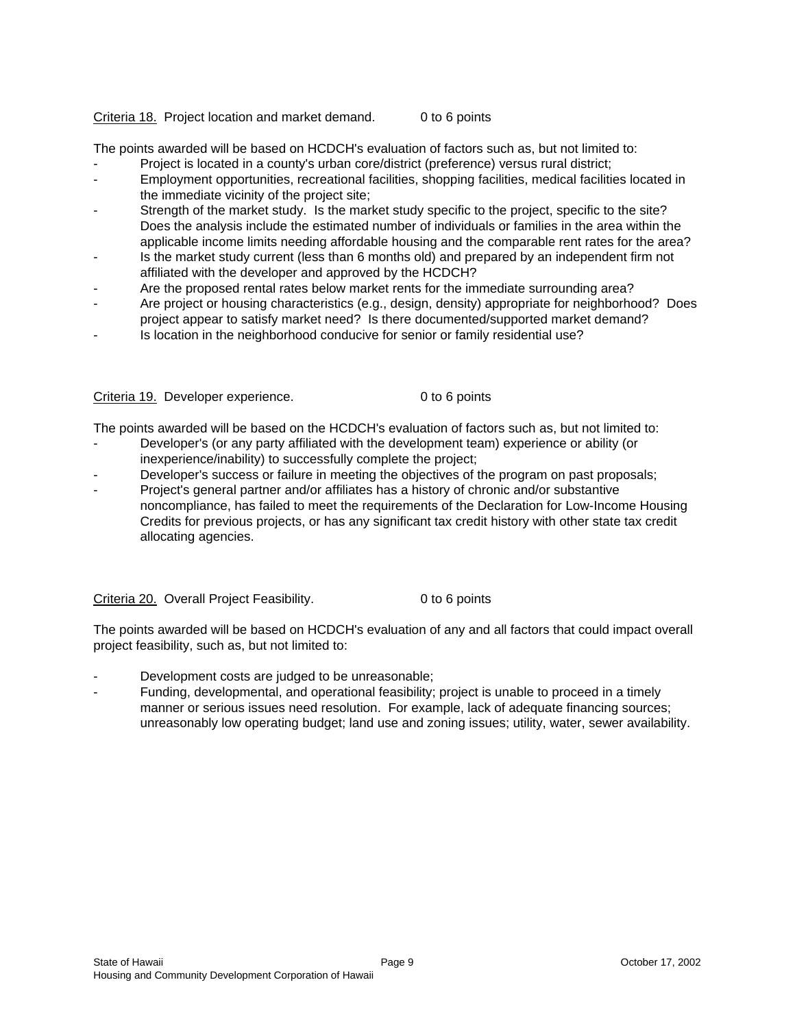<u>Criteria 18.</u> Project location and market demand. 0 to 6 points

The points awarded will be based on HCDCH's evaluation of factors such as, but not limited to:

- Project is located in a county's urban core/district (preference) versus rural district;
- Employment opportunities, recreational facilities, shopping facilities, medical facilities located in the immediate vicinity of the project site;
- Strength of the market study. Is the market study specific to the project, specific to the site? Does the analysis include the estimated number of individuals or families in the area within the applicable income limits needing affordable housing and the comparable rent rates for the area?
- Is the market study current (less than 6 months old) and prepared by an independent firm not affiliated with the developer and approved by the HCDCH?
- Are the proposed rental rates below market rents for the immediate surrounding area?
- Are project or housing characteristics (e.g., design, density) appropriate for neighborhood? Does project appear to satisfy market need? Is there documented/supported market demand?
- Is location in the neighborhood conducive for senior or family residential use?

<u>Criteria 19.</u> Developer experience. 0 to 6 points

The points awarded will be based on the HCDCH's evaluation of factors such as, but not limited to:

- Developer's (or any party affiliated with the development team) experience or ability (or inexperience/inability) to successfully complete the project;
- Developer's success or failure in meeting the objectives of the program on past proposals;
- Project's general partner and/or affiliates has a history of chronic and/or substantive noncompliance, has failed to meet the requirements of the Declaration for Low-Income Housing Credits for previous projects, or has any significant tax credit history with other state tax credit allocating agencies.

<u>Criteria 20.</u> Overall Project Feasibility. 0 to 6 points

The points awarded will be based on HCDCH's evaluation of any and all factors that could impact overall project feasibility, such as, but not limited to:

- Development costs are judged to be unreasonable;
- Funding, developmental, and operational feasibility; project is unable to proceed in a timely manner or serious issues need resolution. For example, lack of adequate financing sources; unreasonably low operating budget; land use and zoning issues; utility, water, sewer availability.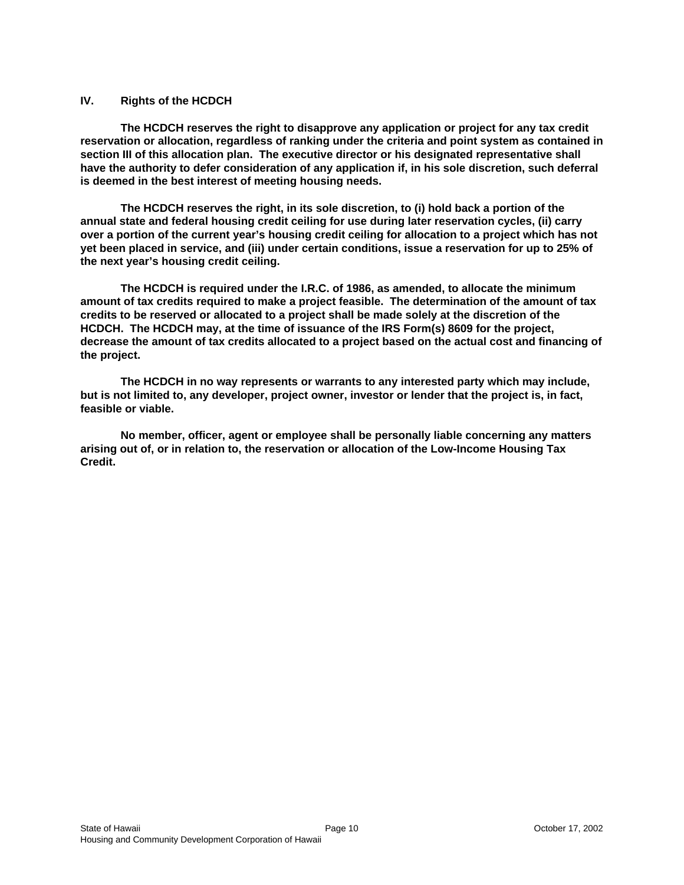## IV. Rights of the HCDCH

**The HCDCH reserves the right to disapprove any application or project for any tax credit reservation or allocation, regardless of ranking under the criteria and point system as contained in section III of this allocation plan. The executive director or his designated representative shall have the authority to defer consideration of any application if, in his sole discretion, such deferral is deemed in the best interest of meeting housing needs.**

**The HCDCH reserves the right, in its sole discretion, to (i) hold back a portion of the annual state and federal housing credit ceiling for use during later reservation cycles, (ii) carry over a portion of the current year's housing credit ceiling for allocation to a project which has not yet been placed in service, and (iii) under certain conditions, issue a reservation for up to 25% of the next year's housing credit ceiling.**

**The HCDCH is required under the I.R.C. of 1986, as amended, to allocate the minimum amount of tax credits required to make a project feasible. The determination of the amount of tax credits to be reserved or allocated to a project shall be made solely at the discretion of the HCDCH. The HCDCH may, at the time of issuance of the IRS Form(s) 8609 for the project, decrease the amount of tax credits allocated to a project based on the actual cost and financing of the project.**

**The HCDCH in no way represents or warrants to any interested party which may include, but is not limited to, any developer, project owner, investor or lender that the project is, in fact, feasible or viable.**

**No member, officer, agent or employee shall be personally liable concerning any matters arising out of, or in relation to, the reservation or allocation of the Low-Income Housing Tax Credit.**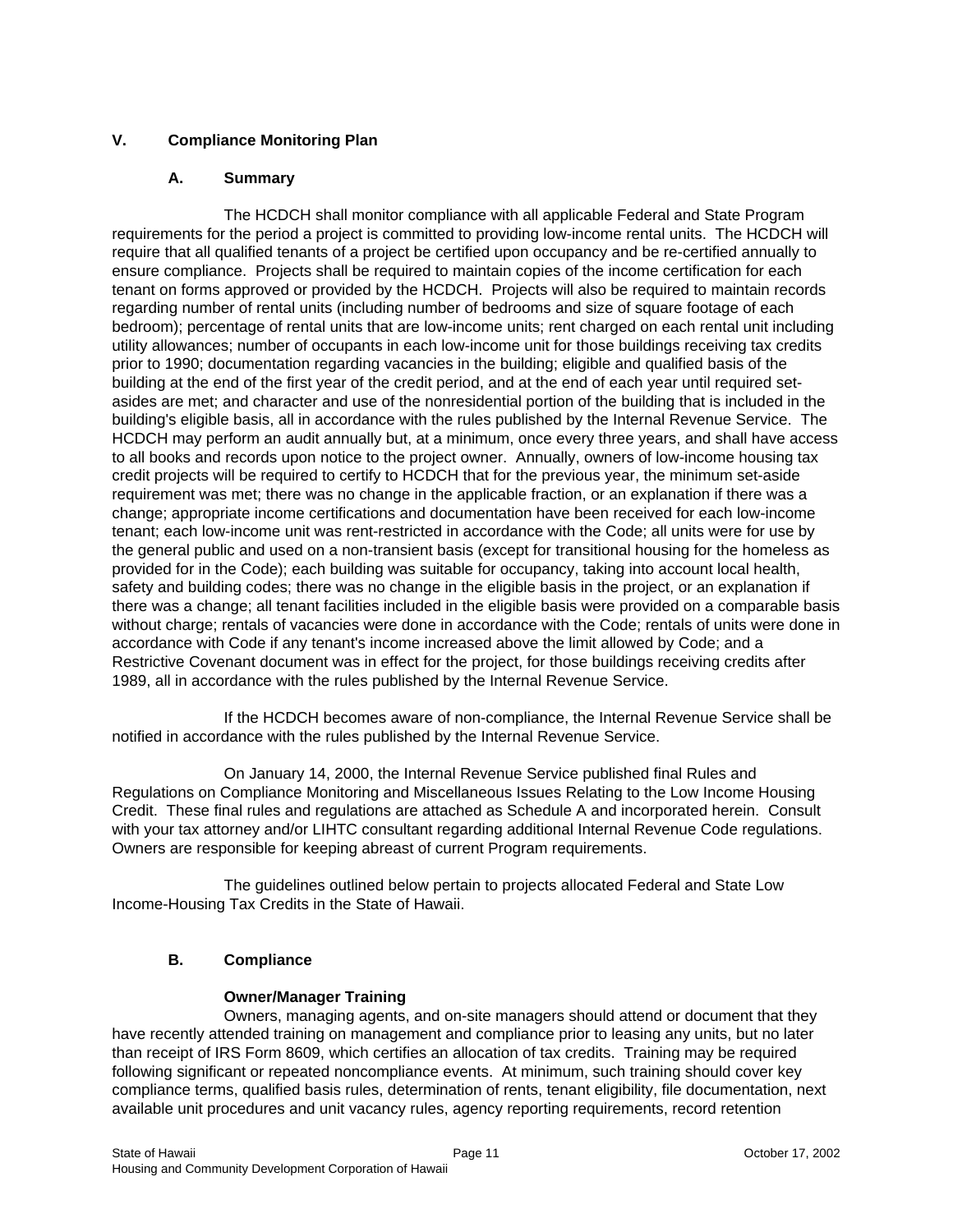## V. Compliance Monitoring Plan

### A. Summary

The HCDCH shall monitor compliance with all applicable Federal and State Program requirements for the period a project is committed to providing low-income rental units. The HCDCH will require that all qualified tenants of a project be certified upon occupancy and be re-certified annually to ensure compliance. Projects shall be required to maintain copies of the income certification for each tenant on forms approved or provided by the HCDCH. Projects will also be required to maintain records regarding number of rental units (including number of bedrooms and size of square footage of each bedroom); percentage of rental units that are low-income units; rent charged on each rental unit including utility allowances; number of occupants in each low-income unit for those buildings receiving tax credits prior to 1990; documentation regarding vacancies in the building; eligible and qualified basis of the building at the end of the first year of the credit period, and at the end of each year until required set-asides are met; and character and use of the nonresidential portion of the building that is included in the building's eligible basis, all in accordance with the rules published by the Internal Revenue Service. The HCDCH may perform an audit annually but, at a minimum, once every three years, and shall have access to all books and records upon notice to the project owner. Annually, owners of low-income housing tax credit projects will be required to certify to HCDCH that for the previous year, the minimum set-aside requirement was met; there was no change in the applicable fraction, or an explanation if there was a change; appropriate income certifications and documentation have been received for each low-income tenant; each low-income unit was rent-restricted in accordance with the Code; all units were for use by the general public and used on a non-transient basis (except for transitional housing for the homeless as provided for in the Code); each building was suitable for occupancy, taking into account local health, safety and building codes; there was no change in the eligible basis in the project, or an explanation if there was a change; all tenant facilities included in the eligible basis were provided on a comparable basis without charge; rentals of vacancies were done in accordance with the Code; rentals of units were done in accordance with Code if any tenant's income increased above the limit allowed by Code; and a Restrictive Covenant document was in effect for the project, for those buildings receiving credits after 1989, all in accordance with the rules published by the Internal Revenue Service.

If the HCDCH becomes aware of non-compliance, the Internal Revenue Service shall be notified in accordance with the rules published by the Internal Revenue Service.

On January 14, 2000, the Internal Revenue Service published final Rules and Regulations on Compliance Monitoring and Miscellaneous Issues Relating to the Low Income Housing Credit. These final rules and regulations are attached as Schedule A and incorporated herein. Consult with your tax attorney and/or LIHTC consultant regarding additional Internal Revenue Code regulations. Owners are responsible for keeping abreast of current Program requirements.

The guidelines outlined below pertain to projects allocated Federal and State Low Income-Housing Tax Credits in the State of Hawaii.

### B. Compliance

**Owner/Manager Training**

Owners, managing agents, and on-site managers should attend or document that they have recently attended training on management and compliance prior to leasing any units, but no later than receipt of IRS Form 8609, which certifies an allocation of tax credits. Training may be required following significant or repeated noncompliance events. At minimum, such training should cover key compliance terms, qualified basis rules, determination of rents, tenant eligibility, file documentation, next available unit procedures and unit vacancy rules, agency reporting requirements, record retention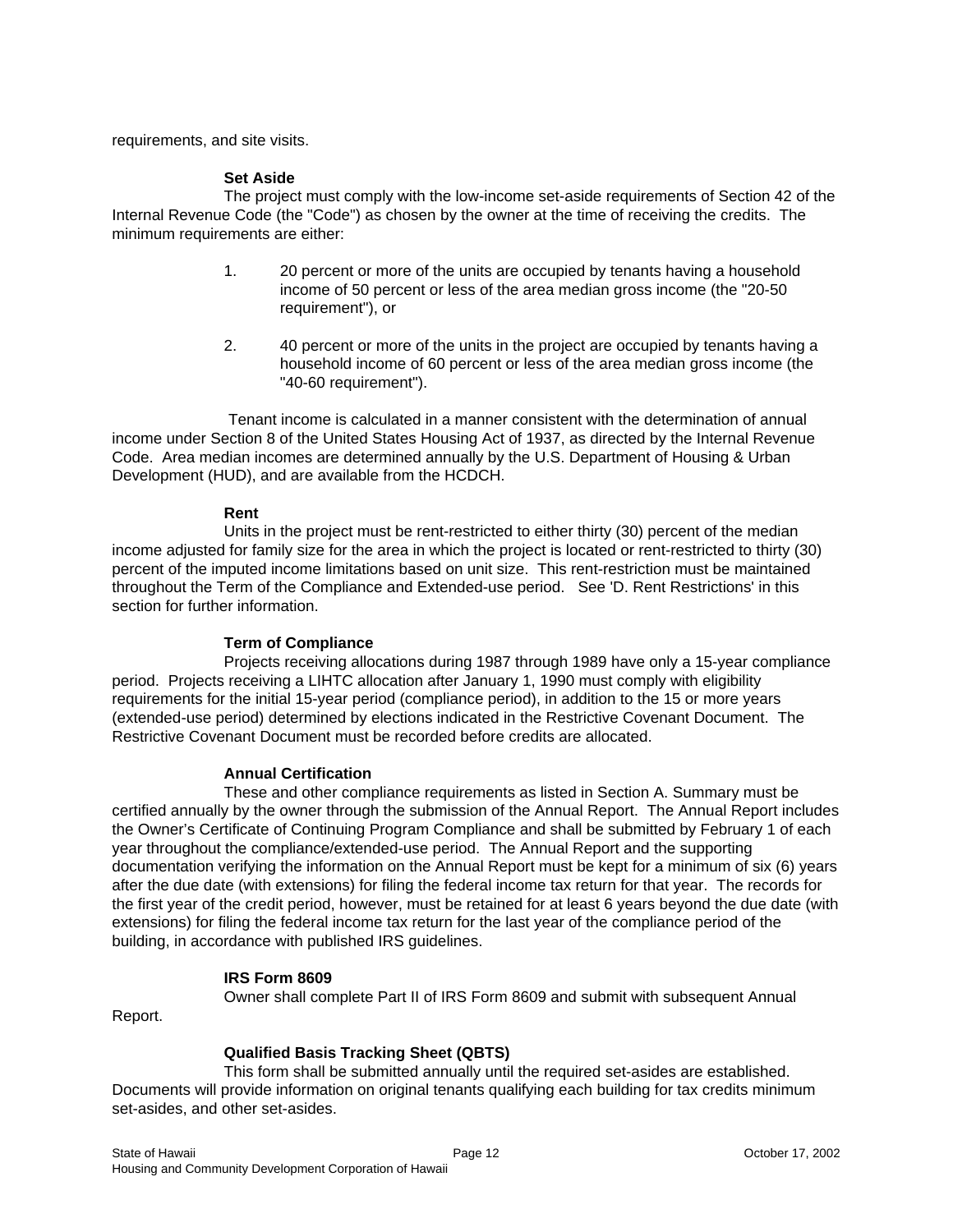requirements, and site visits.

**Set Aside**

The project must comply with the low-income set-aside requirements of Section 42 of the Internal Revenue Code (the "Code") as chosen by the owner at the time of receiving the credits. The minimum requirements are either:

1. 20 percent or more of the units are occupied by tenants having a household income of 50 percent or less of the area median gross income (the "20-50 requirement"), or

2. 40 percent or more of the units in the project are occupied by tenants having a household income of 60 percent or less of the area median gross income (the "40-60 requirement").

Tenant income is calculated in a manner consistent with the determination of annual income under Section 8 of the United States Housing Act of 1937, as directed by the Internal Revenue Code. Area median incomes are determined annually by the U.S. Department of Housing & Urban Development (HUD), and are available from the HCDCH.

**Rent**

Units in the project must be rent-restricted to either thirty (30) percent of the median income adjusted for family size for the area in which the project is located or rent-restricted to thirty (30) percent of the imputed income limitations based on unit size. This rent-restriction must be maintained throughout the Term of the Compliance and Extended-use period. See 'D. Rent Restrictions' in this section for further information.

**Term of Compliance**

Projects receiving allocations during 1987 through 1989 have only a 15-year compliance period. Projects receiving a LIHTC allocation after January 1, 1990 must comply with eligibility requirements for the initial 15-year period (compliance period), in addition to the 15 or more years (extended-use period) determined by elections indicated in the Restrictive Covenant Document. The Restrictive Covenant Document must be recorded before credits are allocated.

**Annual Certification**

These and other compliance requirements as listed in Section A. Summary must be certified annually by the owner through the submission of the Annual Report. The Annual Report includes the Owner's Certificate of Continuing Program Compliance and shall be submitted by February 1 of each year throughout the compliance/extended-use period. The Annual Report and the supporting documentation verifying the information on the Annual Report must be kept for a minimum of six (6) years after the due date (with extensions) for filing the federal income tax return for that year. The records for the first year of the credit period, however, must be retained for at least 6 years beyond the due date (with extensions) for filing the federal income tax return for the last year of the compliance period of the building, in accordance with published IRS guidelines.

**IRS Form 8609**

Owner shall complete Part II of IRS Form 8609 and submit with subsequent Annual Report.

**Qualified Basis Tracking Sheet (QBTS)**

This form shall be submitted annually until the required set-asides are established. Documents will provide information on original tenants qualifying each building for tax credits minimum set-asides, and other set-asides.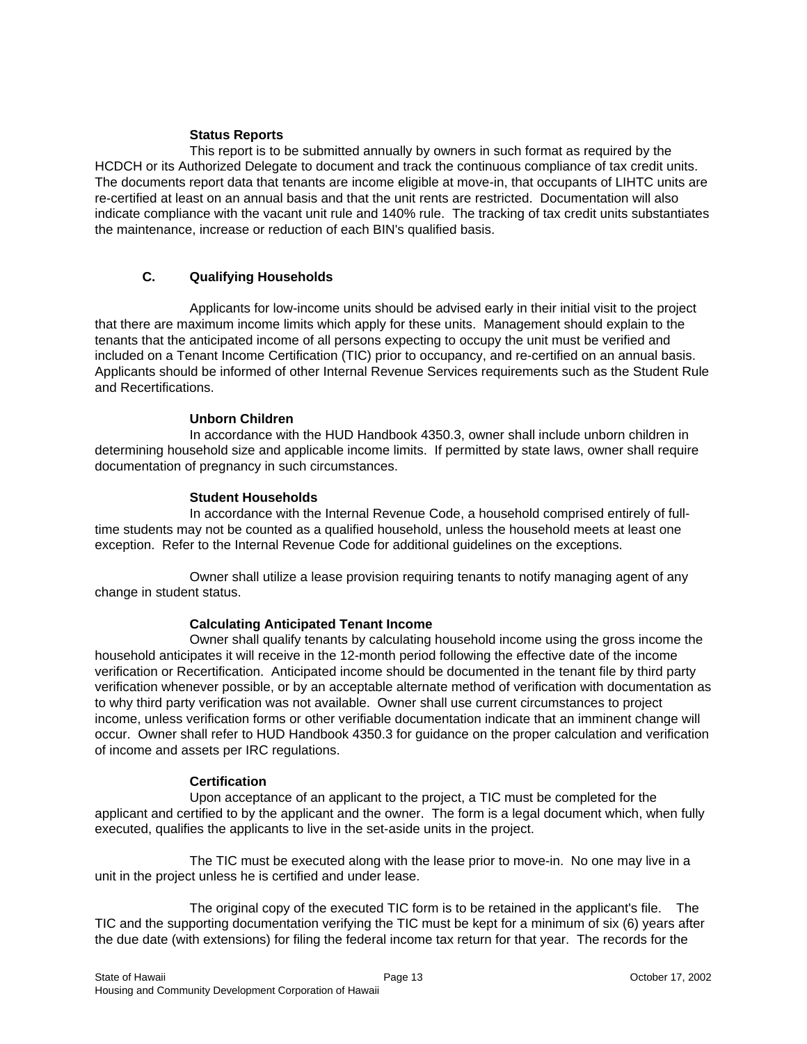**Status Reports**

This report is to be submitted annually by owners in such format as required by the HCDCH or its Authorized Delegate to document and track the continuous compliance of tax credit units. The documents report data that tenants are income eligible at move-in, that occupants of LIHTC units are re-certified at least on an annual basis and that the unit rents are restricted. Documentation will also indicate compliance with the vacant unit rule and 140% rule. The tracking of tax credit units substantiates the maintenance, increase or reduction of each BIN's qualified basis.

## C. Qualifying Households

Applicants for low-income units should be advised early in their initial visit to the project that there are maximum income limits which apply for these units. Management should explain to the tenants that the anticipated income of all persons expecting to occupy the unit must be verified and included on a Tenant Income Certification (TIC) prior to occupancy, and re-certified on an annual basis. Applicants should be informed of other Internal Revenue Services requirements such as the Student Rule and Recertifications.

**Unborn Children**

In accordance with the HUD Handbook 4350.3, owner shall include unborn children in determining household size and applicable income limits. If permitted by state laws, owner shall require documentation of pregnancy in such circumstances.

**Student Households**

In accordance with the Internal Revenue Code, a household comprised entirely of full-time students may not be counted as a qualified household, unless the household meets at least one exception. Refer to the Internal Revenue Code for additional guidelines on the exceptions.

Owner shall utilize a lease provision requiring tenants to notify managing agent of any change in student status.

**Calculating Anticipated Tenant Income**

Owner shall qualify tenants by calculating household income using the gross income the household anticipates it will receive in the 12-month period following the effective date of the income verification or Recertification. Anticipated income should be documented in the tenant file by third party verification whenever possible, or by an acceptable alternate method of verification with documentation as to why third party verification was not available. Owner shall use current circumstances to project income, unless verification forms or other verifiable documentation indicate that an imminent change will occur. Owner shall refer to HUD Handbook 4350.3 for guidance on the proper calculation and verification of income and assets per IRC regulations.

**Certification**

Upon acceptance of an applicant to the project, a TIC must be completed for the applicant and certified to by the applicant and the owner. The form is a legal document which, when fully executed, qualifies the applicants to live in the set-aside units in the project.

The TIC must be executed along with the lease prior to move-in. No one may live in a unit in the project unless he is certified and under lease.

The original copy of the executed TIC form is to be retained in the applicant's file. The TIC and the supporting documentation verifying the TIC must be kept for a minimum of six (6) years after the due date (with extensions) for filing the federal income tax return for that year. The records for the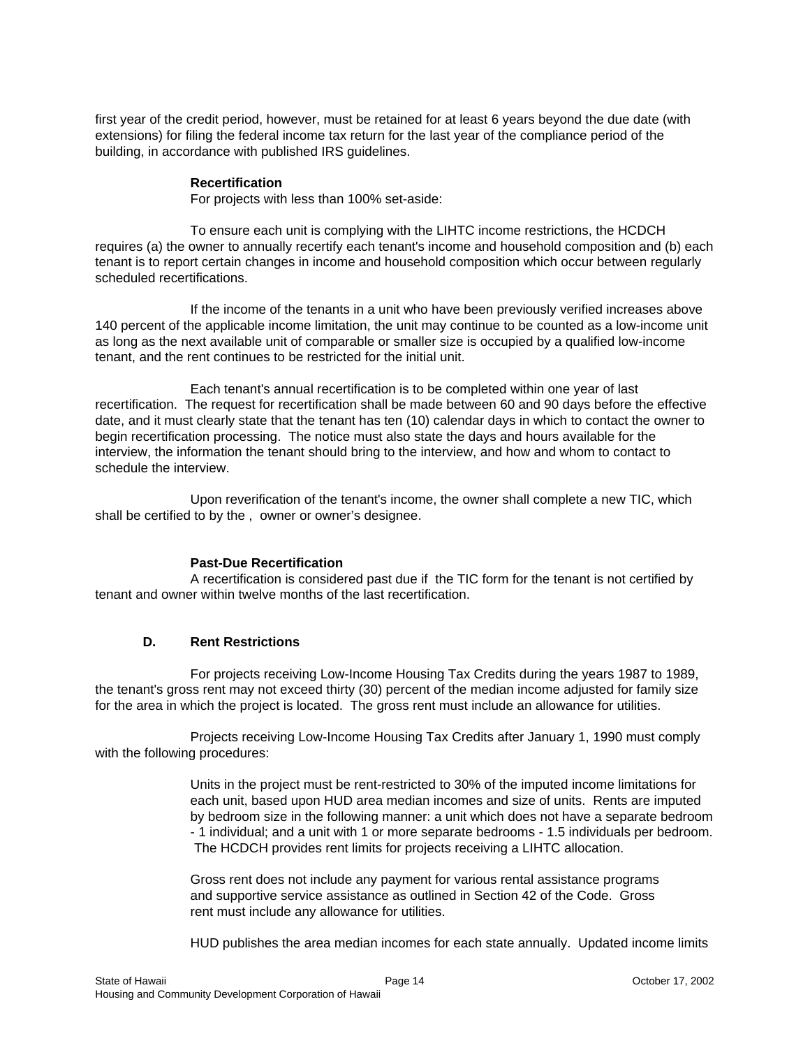first year of the credit period, however, must be retained for at least 6 years beyond the due date (with extensions) for filing the federal income tax return for the last year of the compliance period of the building, in accordance with published IRS guidelines.

**Recertification**

For projects with less than 100% set-aside:

To ensure each unit is complying with the LIHTC income restrictions, the HCDCH requires (a) the owner to annually recertify each tenant's income and household composition and (b) each tenant is to report certain changes in income and household composition which occur between regularly scheduled recertifications.

If the income of the tenants in a unit who have been previously verified increases above 140 percent of the applicable income limitation, the unit may continue to be counted as a low-income unit as long as the next available unit of comparable or smaller size is occupied by a qualified low-income tenant, and the rent continues to be restricted for the initial unit.

Each tenant's annual recertification is to be completed within one year of last recertification. The request for recertification shall be made between 60 and 90 days before the effective date, and it must clearly state that the tenant has ten (10) calendar days in which to contact the owner to begin recertification processing. The notice must also state the days and hours available for the interview, the information the tenant should bring to the interview, and how and whom to contact to schedule the interview.

Upon reverification of the tenant's income, the owner shall complete a new TIC, which shall be certified to by the , owner or owner's designee.

**Past-Due Recertification**

A recertification is considered past due if the TIC form for the tenant is not certified by tenant and owner within twelve months of the last recertification.

### D. Rent Restrictions

For projects receiving Low-Income Housing Tax Credits during the years 1987 to 1989, the tenant's gross rent may not exceed thirty (30) percent of the median income adjusted for family size for the area in which the project is located. The gross rent must include an allowance for utilities.

Projects receiving Low-Income Housing Tax Credits after January 1, 1990 must comply with the following procedures:

Units in the project must be rent-restricted to 30% of the imputed income limitations for each unit, based upon HUD area median incomes and size of units. Rents are imputed by bedroom size in the following manner: a unit which does not have a separate bedroom - 1 individual; and a unit with 1 or more separate bedrooms - 1.5 individuals per bedroom. The HCDCH provides rent limits for projects receiving a LIHTC allocation.

Gross rent does not include any payment for various rental assistance programs and supportive service assistance as outlined in Section 42 of the Code. Gross rent must include any allowance for utilities.

HUD publishes the area median incomes for each state annually. Updated income limits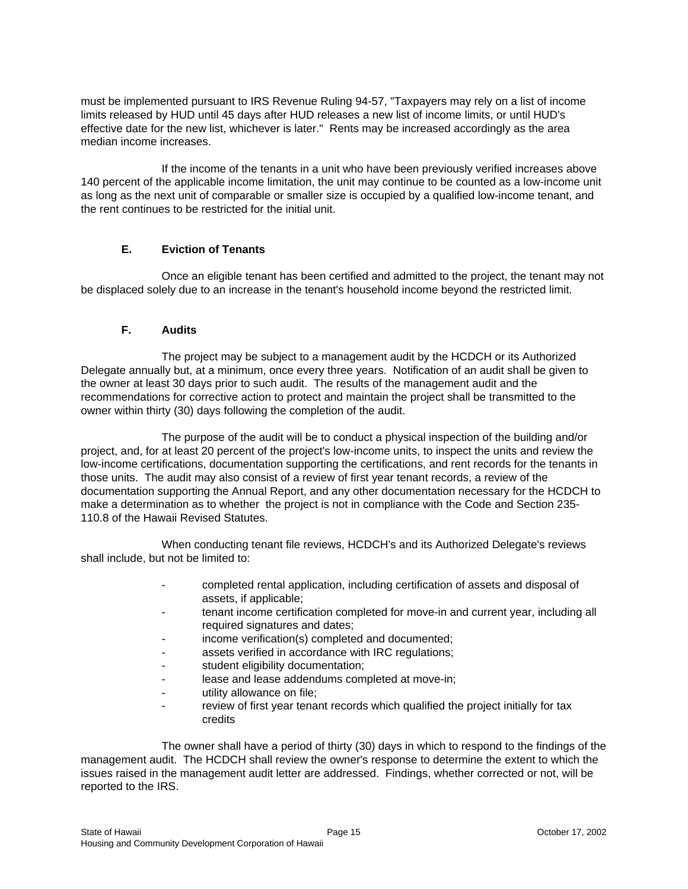must be implemented pursuant to IRS Revenue Ruling 94-57, "Taxpayers may rely on a list of income limits released by HUD until 45 days after HUD releases a new list of income limits, or until HUD's effective date for the new list, whichever is later." Rents may be increased accordingly as the area median income increases.

If the income of the tenants in a unit who have been previously verified increases above 140 percent of the applicable income limitation, the unit may continue to be counted as a low-income unit as long as the next unit of comparable or smaller size is occupied by a qualified low-income tenant, and the rent continues to be restricted for the initial unit.

### E. Eviction of Tenants

Once an eligible tenant has been certified and admitted to the project, the tenant may not be displaced solely due to an increase in the tenant's household income beyond the restricted limit.

### F. Audits

The project may be subject to a management audit by the HCDCH or its Authorized Delegate annually but, at a minimum, once every three years. Notification of an audit shall be given to the owner at least 30 days prior to such audit. The results of the management audit and the recommendations for corrective action to protect and maintain the project shall be transmitted to the owner within thirty (30) days following the completion of the audit.

The purpose of the audit will be to conduct a physical inspection of the building and/or project, and, for at least 20 percent of the project's low-income units, to inspect the units and review the low-income certifications, documentation supporting the certifications, and rent records for the tenants in those units. The audit may also consist of a review of first year tenant records, a review of the documentation supporting the Annual Report, and any other documentation necessary for the HCDCH to make a determination as to whether the project is not in compliance with the Code and Section 235-110.8 of the Hawaii Revised Statutes.

When conducting tenant file reviews, HCDCH's and its Authorized Delegate's reviews shall include, but not be limited to:

- completed rental application, including certification of assets and disposal of assets, if applicable;
- tenant income certification completed for move-in and current year, including all required signatures and dates;
- income verification(s) completed and documented;
- assets verified in accordance with IRC regulations;
- student eligibility documentation;
- lease and lease addendums completed at move-in;
- utility allowance on file;
- review of first year tenant records which qualified the project initially for tax credits

The owner shall have a period of thirty (30) days in which to respond to the findings of the management audit. The HCDCH shall review the owner's response to determine the extent to which the issues raised in the management audit letter are addressed. Findings, whether corrected or not, will be reported to the IRS.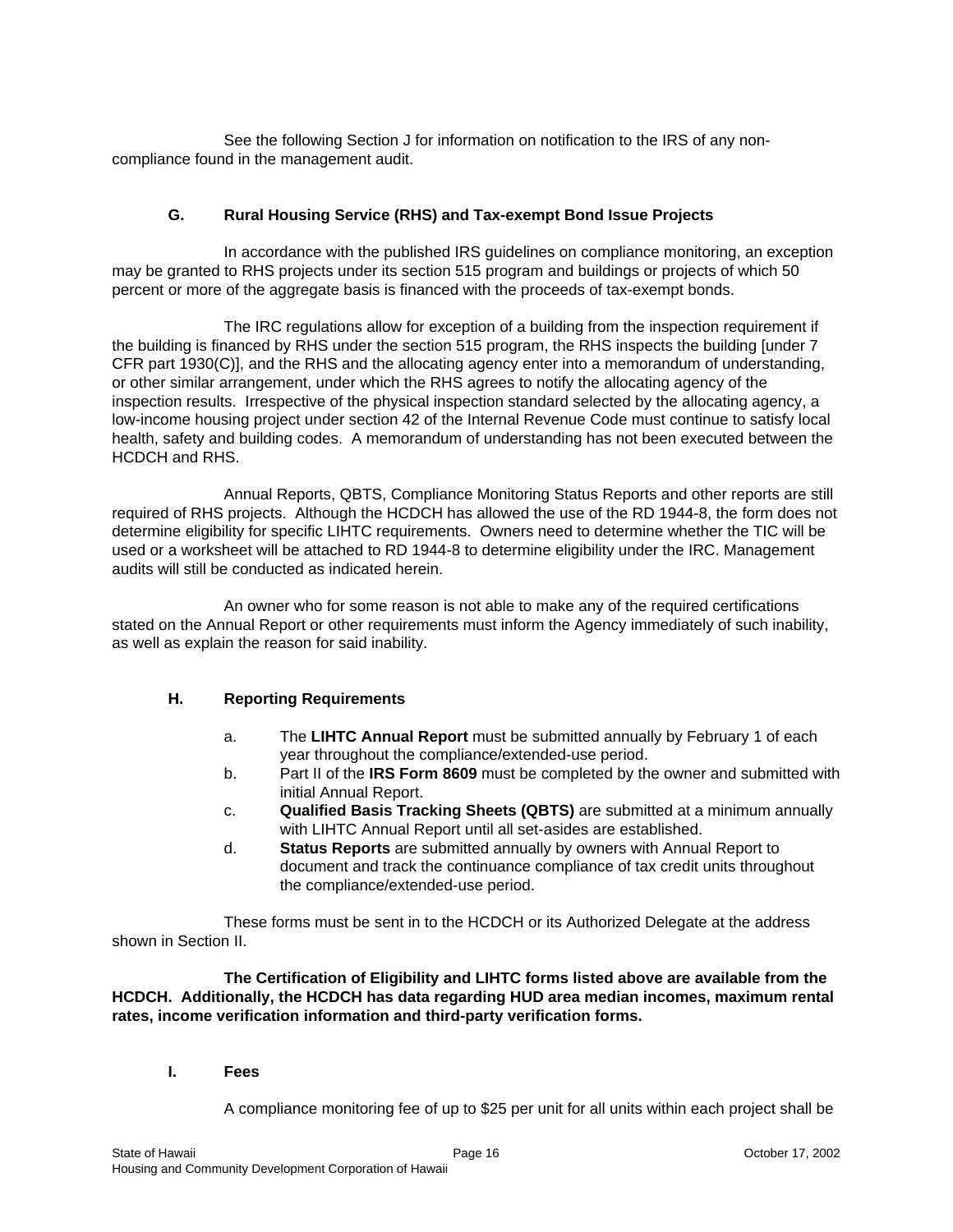See the following Section J for information on notification to the IRS of any non-compliance found in the management audit.

### G. Rural Housing Service (RHS) and Tax-exempt Bond Issue Projects

In accordance with the published IRS guidelines on compliance monitoring, an exception may be granted to RHS projects under its section 515 program and buildings or projects of which 50 percent or more of the aggregate basis is financed with the proceeds of tax-exempt bonds.

The IRC regulations allow for exception of a building from the inspection requirement if the building is financed by RHS under the section 515 program, the RHS inspects the building [under 7 CFR part 1930(C)], and the RHS and the allocating agency enter into a memorandum of understanding, or other similar arrangement, under which the RHS agrees to notify the allocating agency of the inspection results. Irrespective of the physical inspection standard selected by the allocating agency, a low-income housing project under section 42 of the Internal Revenue Code must continue to satisfy local health, safety and building codes. A memorandum of understanding has not been executed between the HCDCH and RHS.

Annual Reports, QBTS, Compliance Monitoring Status Reports and other reports are still required of RHS projects. Although the HCDCH has allowed the use of the RD 1944-8, the form does not determine eligibility for specific LIHTC requirements. Owners need to determine whether the TIC will be used or a worksheet will be attached to RD 1944-8 to determine eligibility under the IRC. Management audits will still be conducted as indicated herein.

An owner who for some reason is not able to make any of the required certifications stated on the Annual Report or other requirements must inform the Agency immediately of such inability, as well as explain the reason for said inability.

### H. Reporting Requirements

a. The **LIHTC Annual Report** must be submitted annually by February 1 of each year throughout the compliance/extended-use period.

b. Part II of the **IRS Form 8609** must be completed by the owner and submitted with initial Annual Report.

c. **Qualified Basis Tracking Sheets (QBTS)** are submitted at a minimum annually with LIHTC Annual Report until all set-asides are established.

d. **Status Reports** are submitted annually by owners with Annual Report to document and track the continuance compliance of tax credit units throughout the compliance/extended-use period.

These forms must be sent in to the HCDCH or its Authorized Delegate at the address shown in Section II.

**The Certification of Eligibility and LIHTC forms listed above are available from the HCDCH. Additionally, the HCDCH has data regarding HUD area median incomes, maximum rental rates, income verification information and third-party verification forms.**

### I. Fees

A compliance monitoring fee of up to $25 per unit for all units within each project shall be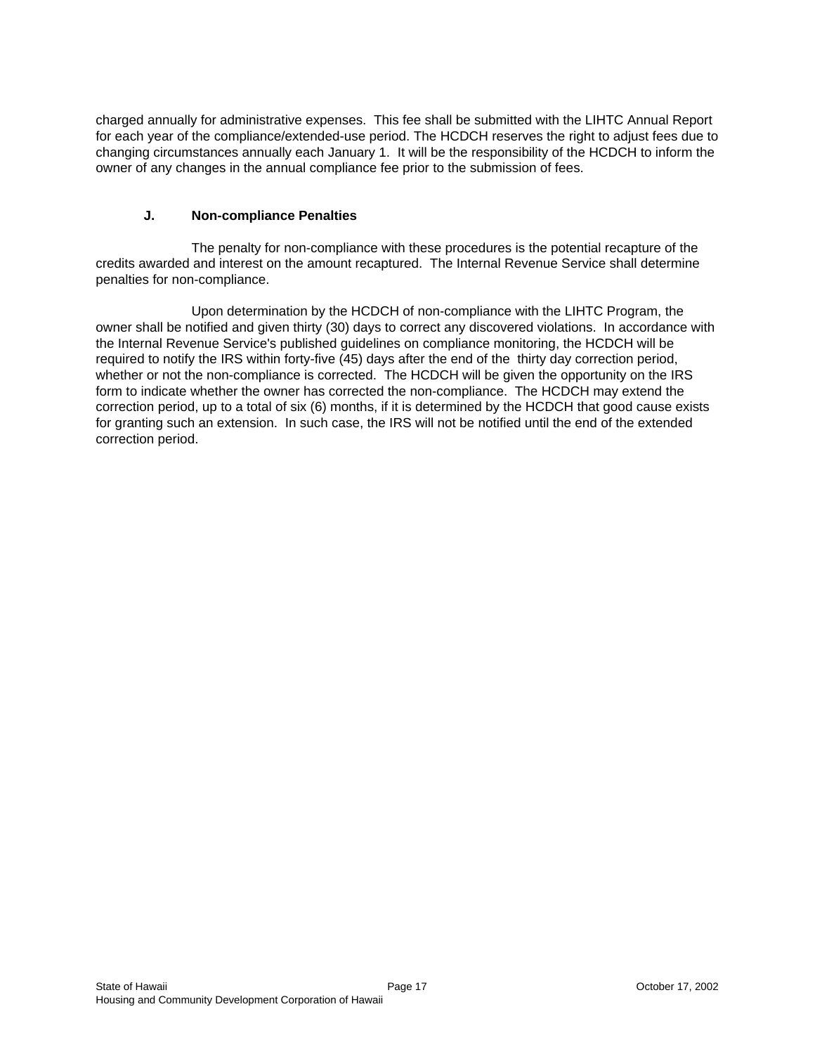charged annually for administrative expenses. This fee shall be submitted with the LIHTC Annual Report for each year of the compliance/extended-use period. The HCDCH reserves the right to adjust fees due to changing circumstances annually each January 1. It will be the responsibility of the HCDCH to inform the owner of any changes in the annual compliance fee prior to the submission of fees.

### J. Non-compliance Penalties

The penalty for non-compliance with these procedures is the potential recapture of the credits awarded and interest on the amount recaptured. The Internal Revenue Service shall determine penalties for non-compliance.

Upon determination by the HCDCH of non-compliance with the LIHTC Program, the owner shall be notified and given thirty (30) days to correct any discovered violations. In accordance with the Internal Revenue Service's published guidelines on compliance monitoring, the HCDCH will be required to notify the IRS within forty-five (45) days after the end of the thirty day correction period, whether or not the non-compliance is corrected. The HCDCH will be given the opportunity on the IRS form to indicate whether the owner has corrected the non-compliance. The HCDCH may extend the correction period, up to a total of six (6) months, if it is determined by the HCDCH that good cause exists for granting such an extension. In such case, the IRS will not be notified until the end of the extended correction period.